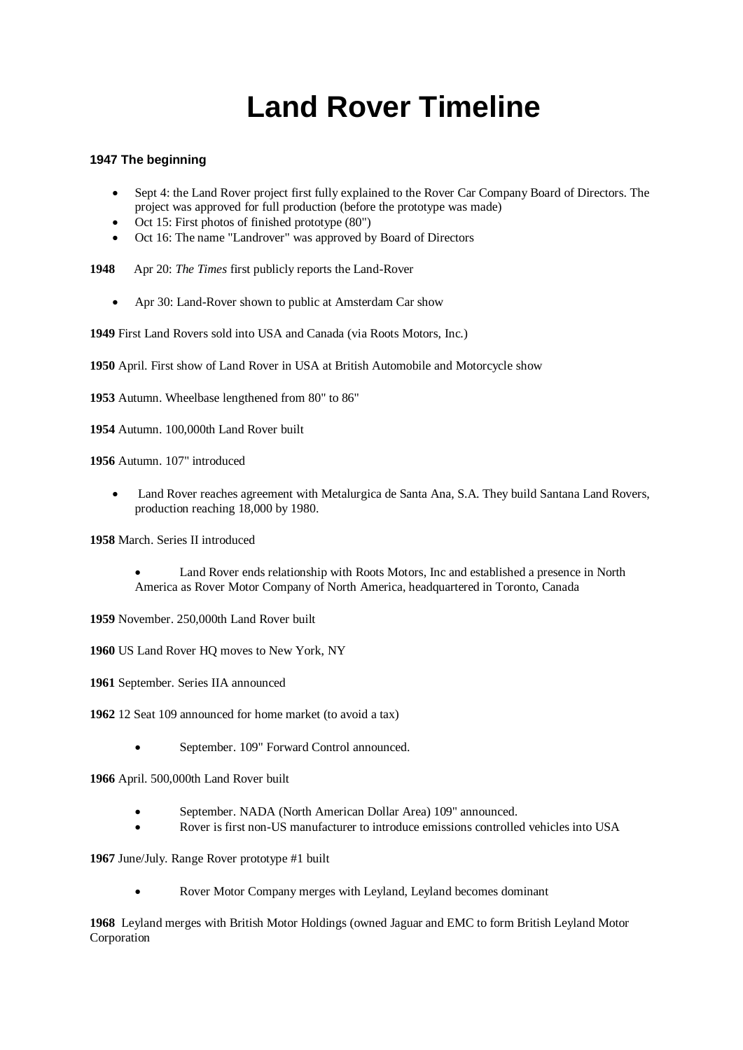# Land Rover Timeline

**1947 The beginning**

- Sept 4: the Land Rover project first fully explained to the Rover Car Company Board of Directors. The project was approved for full production (before the prototype was made)
- Oct 15: First photos of finished prototype (80")
- Oct 16: The name "Landrover" was approved by Board of Directors

**1948** Apr 20: *The Times* first publicly reports the Land-Rover

- Apr 30: Land-Rover shown to public at Amsterdam Car show

**1949** First Land Rovers sold into USA and Canada (via Roots Motors, Inc.)

**1950** April. First show of Land Rover in USA at British Automobile and Motorcycle show

**1953** Autumn. Wheelbase lengthened from 80" to 86"

**1954** Autumn. 100,000th Land Rover built

**1956** Autumn. 107" introduced

- Land Rover reaches agreement with Metalurgica de Santa Ana, S.A. They build Santana Land Rovers, production reaching 18,000 by 1980.

**1958** March. Series II introduced

- Land Rover ends relationship with Roots Motors, Inc and established a presence in North America as Rover Motor Company of North America, headquartered in Toronto, Canada

**1959** November. 250,000th Land Rover built

**1960** US Land Rover HQ moves to New York, NY

**1961** September. Series IIA announced

**1962** 12 Seat 109 announced for home market (to avoid a tax)

- September. 109" Forward Control announced.

**1966** April. 500,000th Land Rover built

- September. NADA (North American Dollar Area) 109" announced.
- Rover is first non-US manufacturer to introduce emissions controlled vehicles into USA

**1967** June/July. Range Rover prototype #1 built

- Rover Motor Company merges with Leyland, Leyland becomes dominant

**1968** Leyland merges with British Motor Holdings (owned Jaguar and EMC to form British Leyland Motor Corporation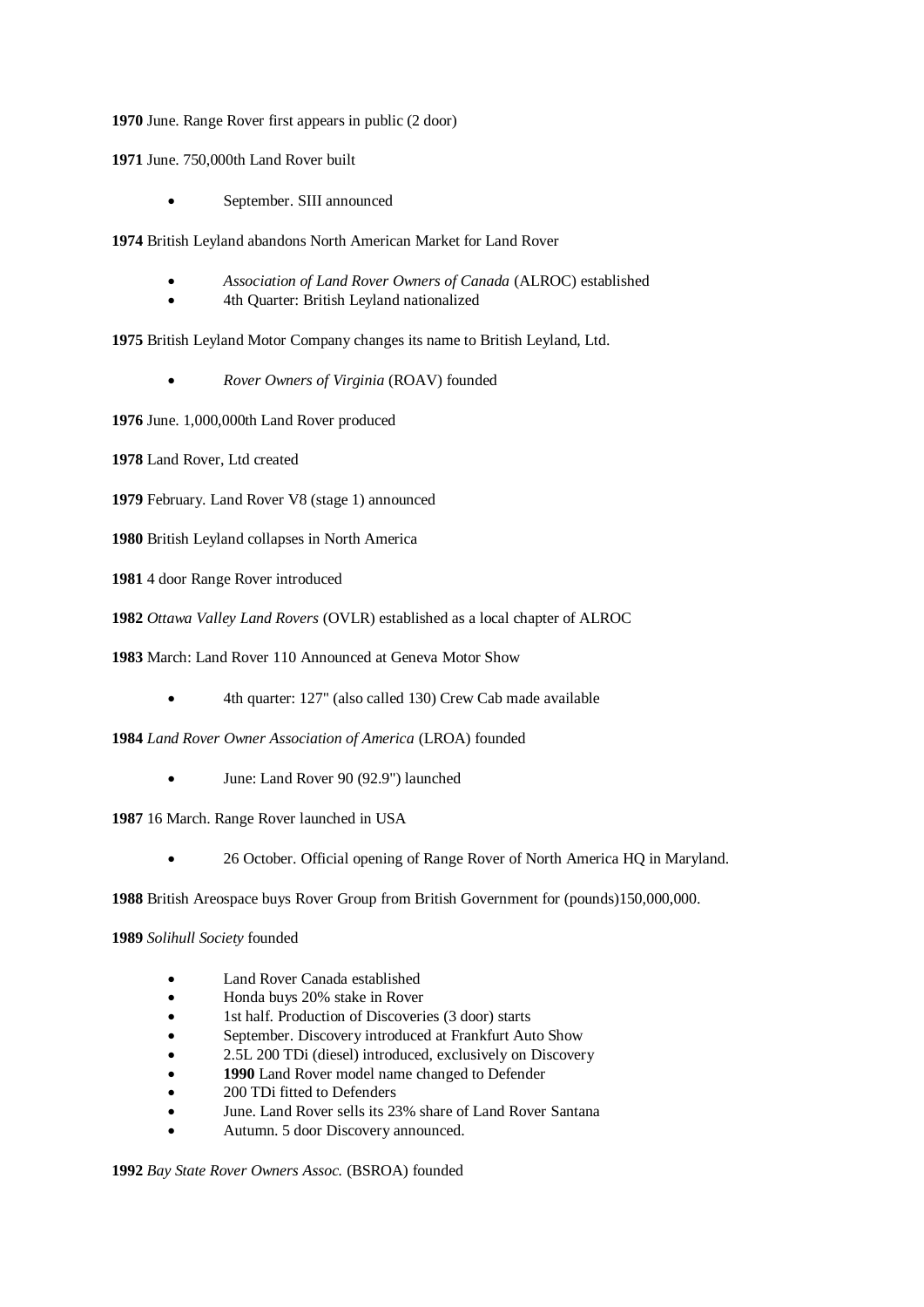**1970** June. Range Rover first appears in public (2 door)

**1971** June. 750,000th Land Rover built

- September. SIII announced

**1974** British Leyland abandons North American Market for Land Rover

- *Association of Land Rover Owners of Canada* (ALROC) established
- 4th Quarter: British Leyland nationalized

**1975** British Leyland Motor Company changes its name to British Leyland, Ltd.

- *Rover Owners of Virginia* (ROAV) founded

**1976** June. 1,000,000th Land Rover produced

**1978** Land Rover, Ltd created

**1979** February. Land Rover V8 (stage 1) announced

**1980** British Leyland collapses in North America

**1981** 4 door Range Rover introduced

**1982** *Ottawa Valley Land Rovers* (OVLR) established as a local chapter of ALROC

**1983** March: Land Rover 110 Announced at Geneva Motor Show

- 4th quarter: 127" (also called 130) Crew Cab made available

**1984** *Land Rover Owner Association of America* (LROA) founded

- June: Land Rover 90 (92.9") launched

**1987** 16 March. Range Rover launched in USA

- 26 October. Official opening of Range Rover of North America HQ in Maryland.

**1988** British Areospace buys Rover Group from British Government for (pounds)150,000,000.

**1989** *Solihull Society* founded

- Land Rover Canada established
- Honda buys 20% stake in Rover
- 1st half. Production of Discoveries (3 door) starts
- September. Discovery introduced at Frankfurt Auto Show
- 2.5L 200 TDi (diesel) introduced, exclusively on Discovery
- **1990** Land Rover model name changed to Defender
- 200 TDi fitted to Defenders
- June. Land Rover sells its 23% share of Land Rover Santana
- Autumn. 5 door Discovery announced.

**1992** *Bay State Rover Owners Assoc.* (BSROA) founded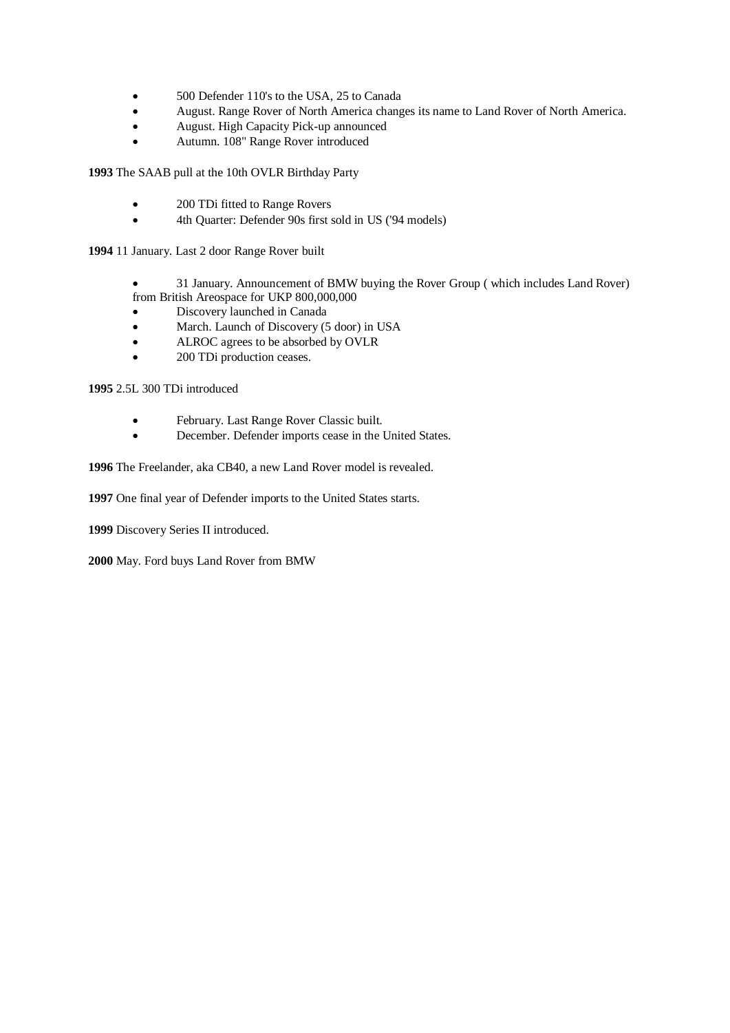- 500 Defender 110's to the USA, 25 to Canada
- August. Range Rover of North America changes its name to Land Rover of North America.
- August. High Capacity Pick-up announced
- Autumn. 108" Range Rover introduced

**1993** The SAAB pull at the 10th OVLR Birthday Party

- 200 TDi fitted to Range Rovers
- 4th Quarter: Defender 90s first sold in US ('94 models)

**1994** 11 January. Last 2 door Range Rover built

- 31 January. Announcement of BMW buying the Rover Group ( which includes Land Rover) from British Areospace for UKP 800,000,000
- Discovery launched in Canada
- March. Launch of Discovery (5 door) in USA
- ALROC agrees to be absorbed by OVLR
- 200 TDi production ceases.

**1995** 2.5L 300 TDi introduced

- February. Last Range Rover Classic built.
- December. Defender imports cease in the United States.

**1996** The Freelander, aka CB40, a new Land Rover model is revealed.

**1997** One final year of Defender imports to the United States starts.

**1999** Discovery Series II introduced.

**2000** May. Ford buys Land Rover from BMW